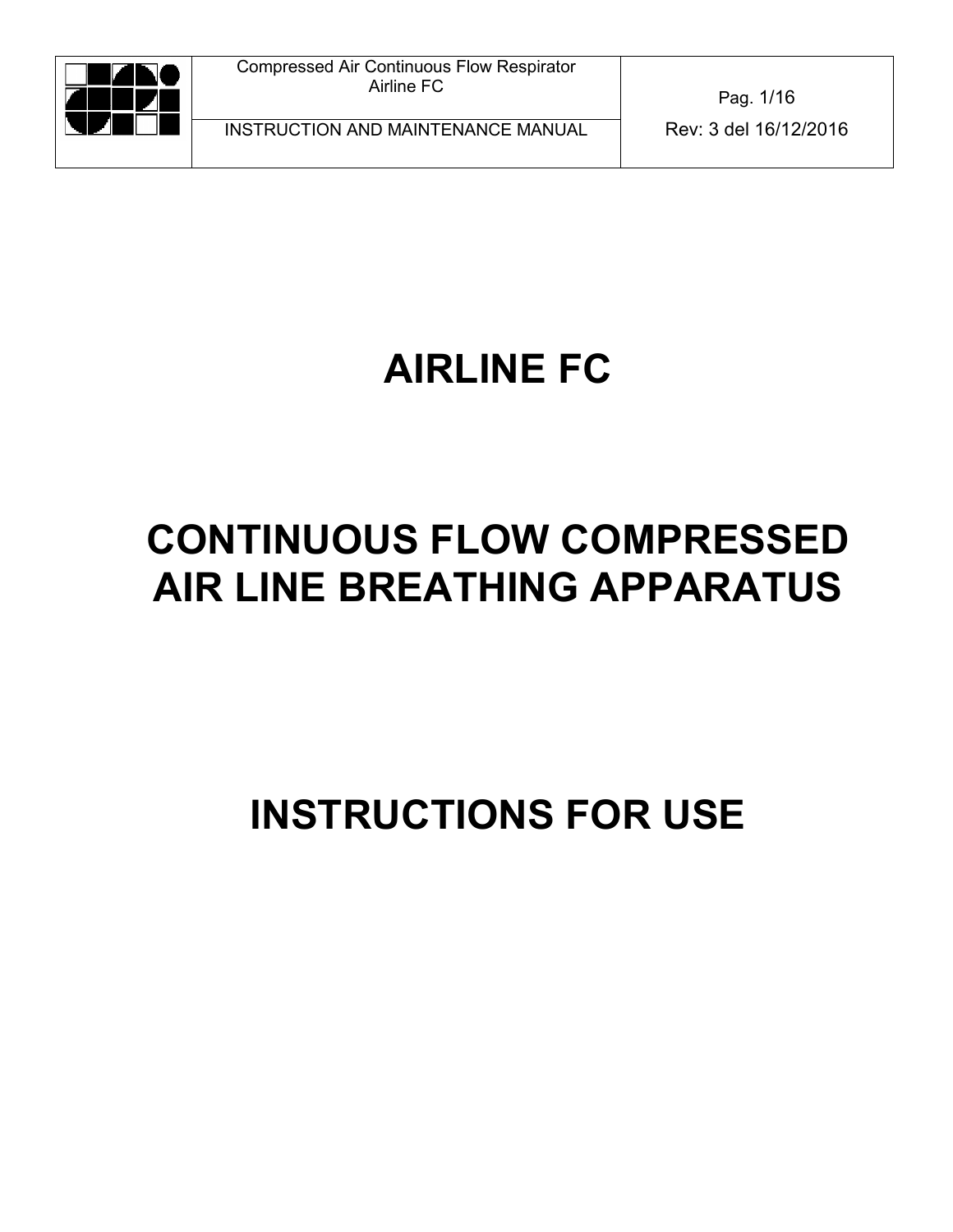# AIRLINE FC

# CONTINUOUS FLOW COMPRESSED AIR LINE BREATHING APPARATUS

# INSTRUCTIONS FOR USE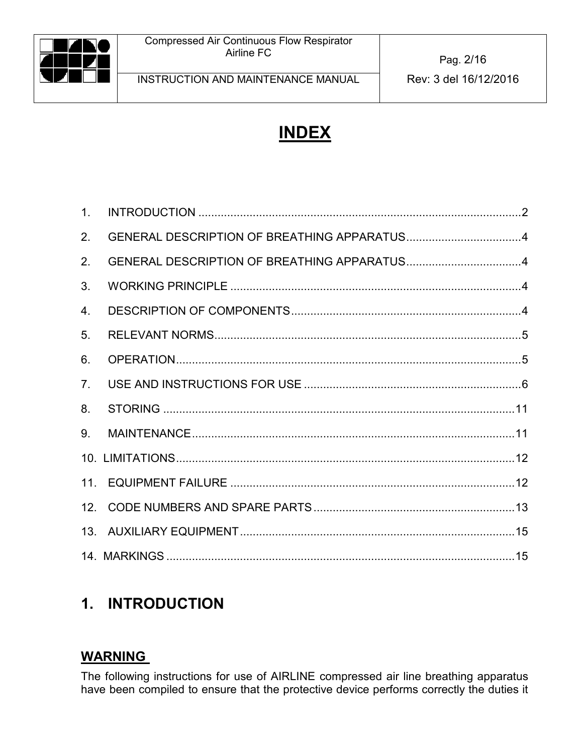# INDEX

1. INTRODUCTION ....................................................................................................2
2. GENERAL DESCRIPTION OF BREATHING APPARATUS....................................4
2. GENERAL DESCRIPTION OF BREATHING APPARATUS....................................4
3. WORKING PRINCIPLE ..........................................................................................4
4. DESCRIPTION OF COMPONENTS........................................................................4
5. RELEVANT NORMS................................................................................................5
6. OPERATION............................................................................................................5
7. USE AND INSTRUCTIONS FOR USE ....................................................................6
8. STORING .............................................................................................................11
9. MAINTENANCE.....................................................................................................11
10. LIMITATIONS.........................................................................................................12
11. EQUIPMENT FAILURE .........................................................................................12
12. CODE NUMBERS AND SPARE PARTS ..............................................................13
13. AUXILIARY EQUIPMENT.....................................................................................15
14. MARKINGS ............................................................................................................15

## 1. INTRODUCTION

### WARNING

The following instructions for use of AIRLINE compressed air line breathing apparatus have been compiled to ensure that the protective device performs correctly the duties it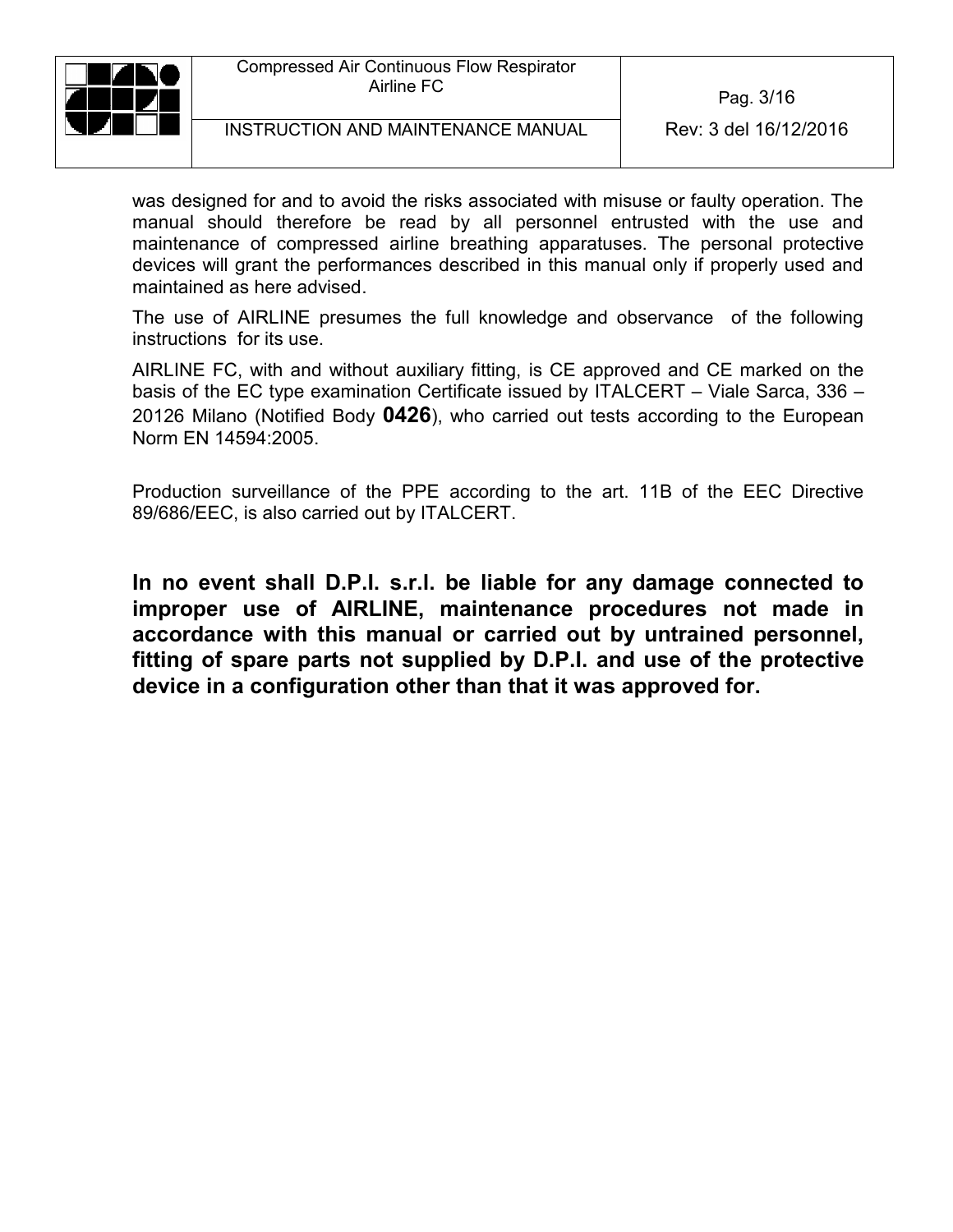was designed for and to avoid the risks associated with misuse or faulty operation. The manual should therefore be read by all personnel entrusted with the use and maintenance of compressed airline breathing apparatuses. The personal protective devices will grant the performances described in this manual only if properly used and maintained as here advised.

The use of AIRLINE presumes the full knowledge and observance of the following instructions for its use.

AIRLINE FC, with and without auxiliary fitting, is CE approved and CE marked on the basis of the EC type examination Certificate issued by ITALCERT – Viale Sarca, 336 – 20126 Milano (Notified Body **0426**), who carried out tests according to the European Norm EN 14594:2005.

Production surveillance of the PPE according to the art. 11B of the EEC Directive 89/686/EEC, is also carried out by ITALCERT.

**In no event shall D.P.I. s.r.l. be liable for any damage connected to improper use of AIRLINE, maintenance procedures not made in accordance with this manual or carried out by untrained personnel, fitting of spare parts not supplied by D.P.I. and use of the protective device in a configuration other than that it was approved for.**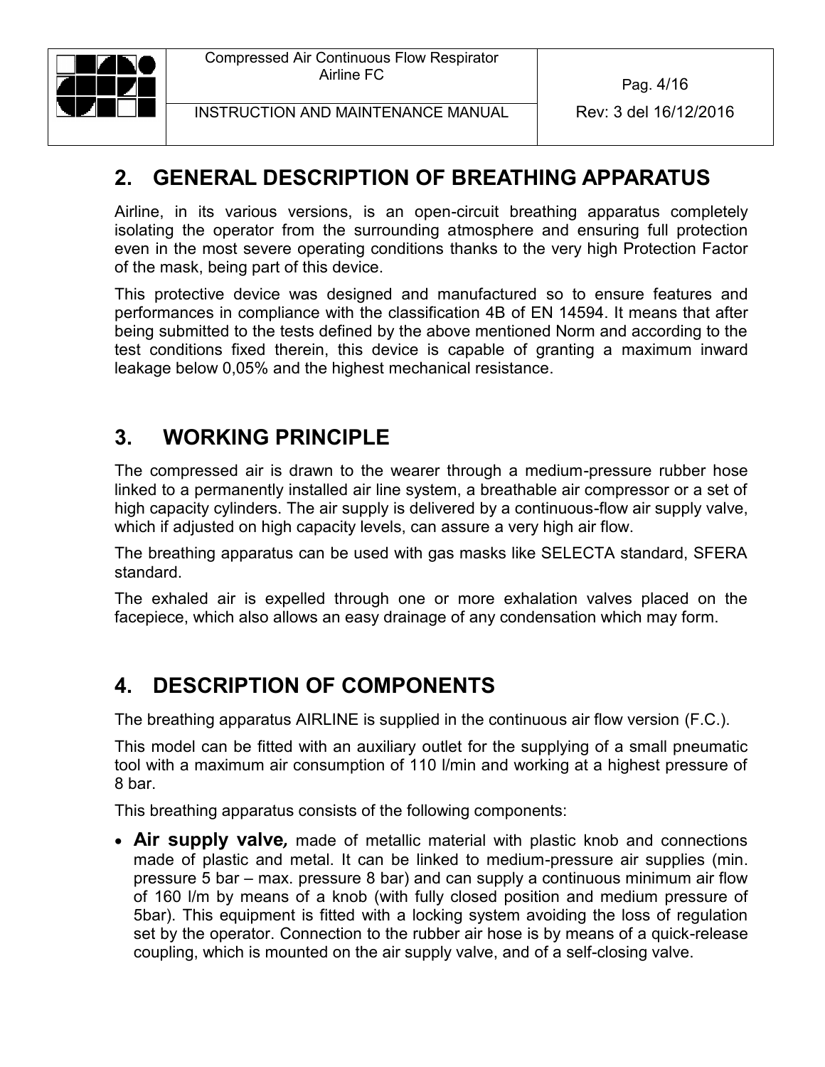## 2. GENERAL DESCRIPTION OF BREATHING APPARATUS

Airline, in its various versions, is an open-circuit breathing apparatus completely isolating the operator from the surrounding atmosphere and ensuring full protection even in the most severe operating conditions thanks to the very high Protection Factor of the mask, being part of this device.

This protective device was designed and manufactured so to ensure features and performances in compliance with the classification 4B of EN 14594. It means that after being submitted to the tests defined by the above mentioned Norm and according to the test conditions fixed therein, this device is capable of granting a maximum inward leakage below 0,05% and the highest mechanical resistance.

## 3. WORKING PRINCIPLE

The compressed air is drawn to the wearer through a medium-pressure rubber hose linked to a permanently installed air line system, a breathable air compressor or a set of high capacity cylinders. The air supply is delivered by a continuous-flow air supply valve, which if adjusted on high capacity levels, can assure a very high air flow.

The breathing apparatus can be used with gas masks like SELECTA standard, SFERA standard.

The exhaled air is expelled through one or more exhalation valves placed on the facepiece, which also allows an easy drainage of any condensation which may form.

## 4. DESCRIPTION OF COMPONENTS

The breathing apparatus AIRLINE is supplied in the continuous air flow version (F.C.).

This model can be fitted with an auxiliary outlet for the supplying of a small pneumatic tool with a maximum air consumption of 110 l/min and working at a highest pressure of 8 bar.

This breathing apparatus consists of the following components:

- **Air supply valve*,*** made of metallic material with plastic knob and connections made of plastic and metal. It can be linked to medium-pressure air supplies (min. pressure 5 bar – max. pressure 8 bar) and can supply a continuous minimum air flow of 160 l/m by means of a knob (with fully closed position and medium pressure of 5bar). This equipment is fitted with a locking system avoiding the loss of regulation set by the operator. Connection to the rubber air hose is by means of a quick-release coupling, which is mounted on the air supply valve, and of a self-closing valve.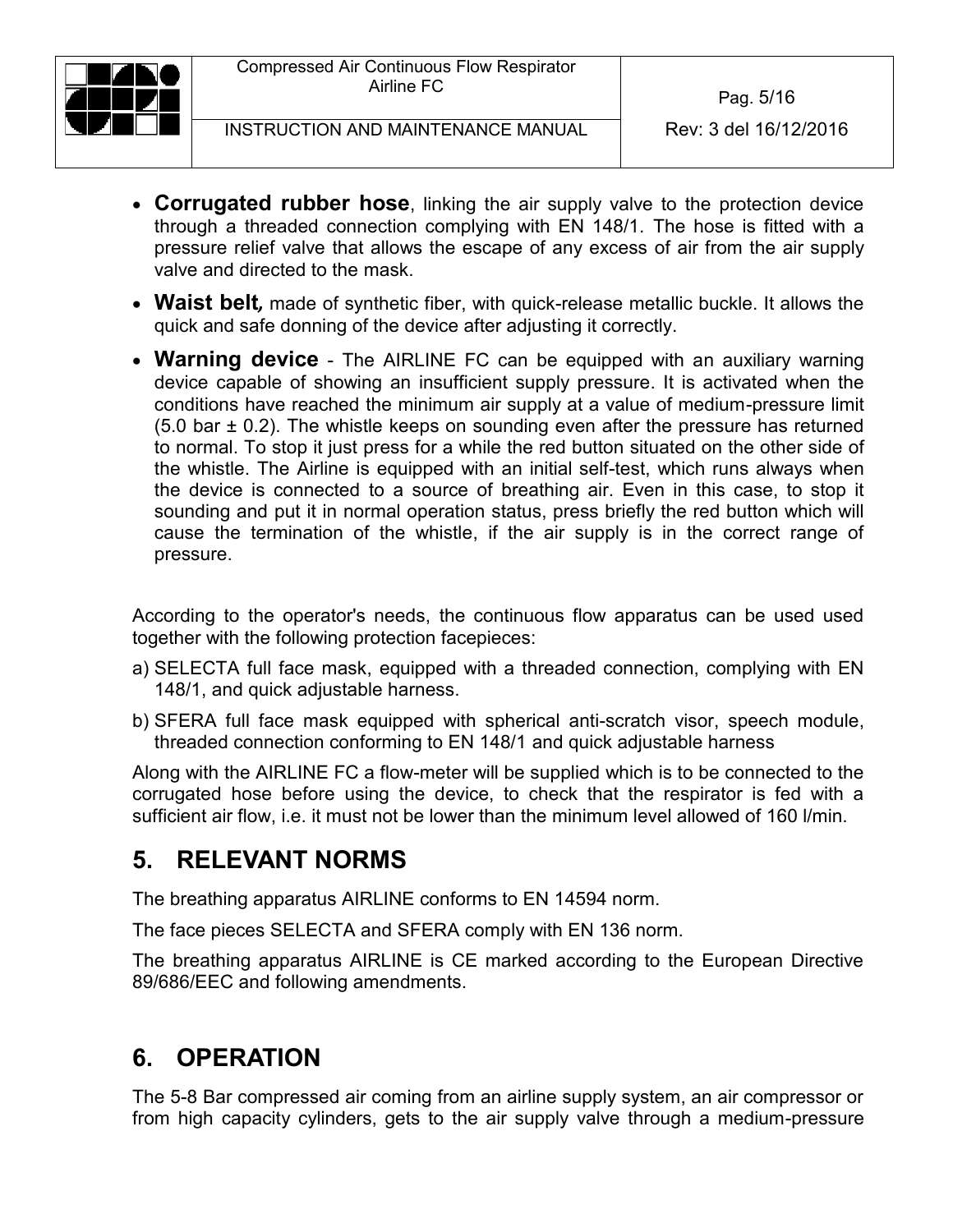- **Corrugated rubber hose**, linking the air supply valve to the protection device through a threaded connection complying with EN 148/1. The hose is fitted with a pressure relief valve that allows the escape of any excess of air from the air supply valve and directed to the mask.
- **Waist belt***,* made of synthetic fiber, with quick-release metallic buckle. It allows the quick and safe donning of the device after adjusting it correctly.
- **Warning device** - The AIRLINE FC can be equipped with an auxiliary warning device capable of showing an insufficient supply pressure. It is activated when the conditions have reached the minimum air supply at a value of medium-pressure limit (5.0 bar ± 0.2). The whistle keeps on sounding even after the pressure has returned to normal. To stop it just press for a while the red button situated on the other side of the whistle. The Airline is equipped with an initial self-test, which runs always when the device is connected to a source of breathing air. Even in this case, to stop it sounding and put it in normal operation status, press briefly the red button which will cause the termination of the whistle, if the air supply is in the correct range of pressure.

According to the operator's needs, the continuous flow apparatus can be used used together with the following protection facepieces:

a) SELECTA full face mask, equipped with a threaded connection, complying with EN 148/1, and quick adjustable harness.
b) SFERA full face mask equipped with spherical anti-scratch visor, speech module, threaded connection conforming to EN 148/1 and quick adjustable harness

Along with the AIRLINE FC a flow-meter will be supplied which is to be connected to the corrugated hose before using the device, to check that the respirator is fed with a sufficient air flow, i.e. it must not be lower than the minimum level allowed of 160 l/min.

## 5. RELEVANT NORMS

The breathing apparatus AIRLINE conforms to EN 14594 norm.

The face pieces SELECTA and SFERA comply with EN 136 norm.

The breathing apparatus AIRLINE is CE marked according to the European Directive 89/686/EEC and following amendments.

## 6. OPERATION

The 5-8 Bar compressed air coming from an airline supply system, an air compressor or from high capacity cylinders, gets to the air supply valve through a medium-pressure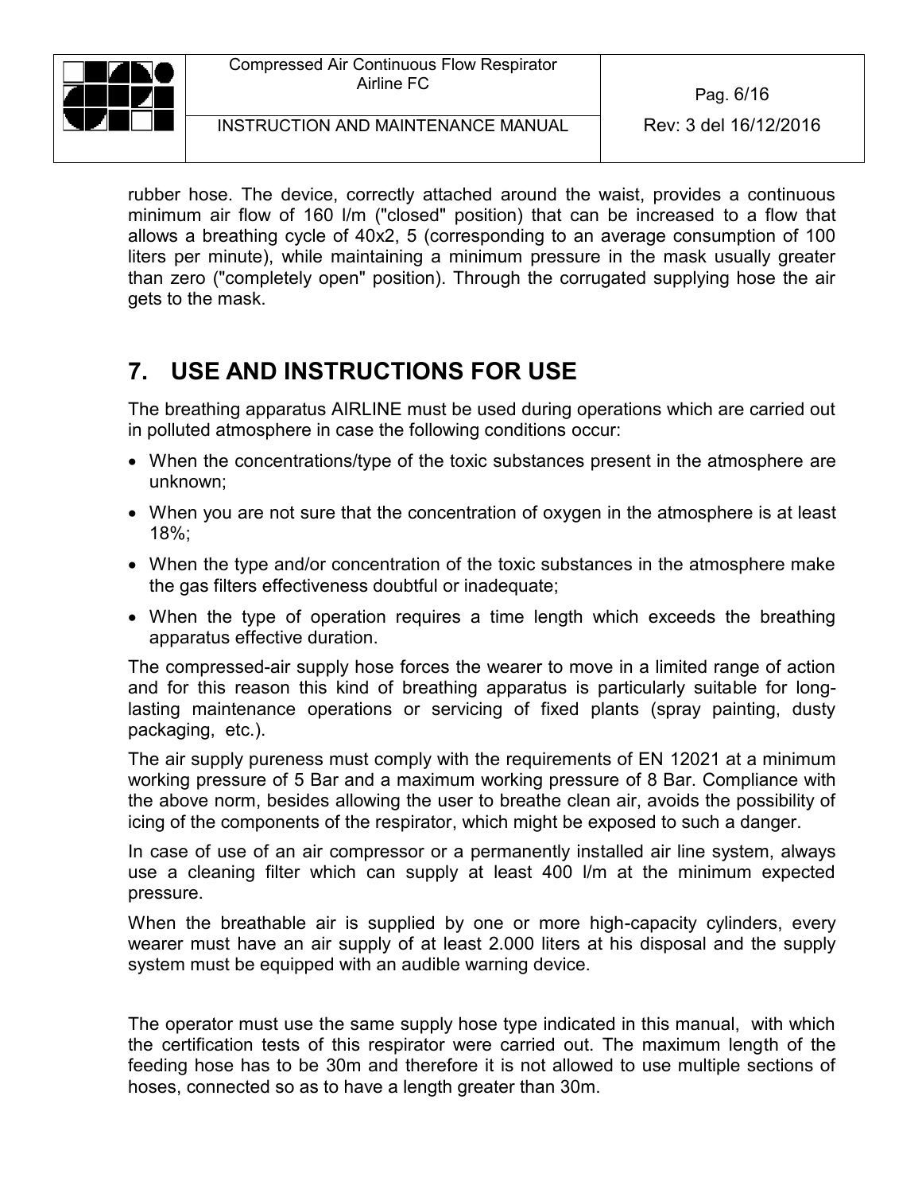rubber hose. The device, correctly attached around the waist, provides a continuous minimum air flow of 160 l/m ("closed" position) that can be increased to a flow that allows a breathing cycle of 40x2, 5 (corresponding to an average consumption of 100 liters per minute), while maintaining a minimum pressure in the mask usually greater than zero ("completely open" position). Through the corrugated supplying hose the air gets to the mask.

## 7. USE AND INSTRUCTIONS FOR USE

The breathing apparatus AIRLINE must be used during operations which are carried out in polluted atmosphere in case the following conditions occur:

- When the concentrations/type of the toxic substances present in the atmosphere are unknown;
- When you are not sure that the concentration of oxygen in the atmosphere is at least 18%;
- When the type and/or concentration of the toxic substances in the atmosphere make the gas filters effectiveness doubtful or inadequate;
- When the type of operation requires a time length which exceeds the breathing apparatus effective duration.

The compressed-air supply hose forces the wearer to move in a limited range of action and for this reason this kind of breathing apparatus is particularly suitable for long-lasting maintenance operations or servicing of fixed plants (spray painting, dusty packaging, etc.).

The air supply pureness must comply with the requirements of EN 12021 at a minimum working pressure of 5 Bar and a maximum working pressure of 8 Bar. Compliance with the above norm, besides allowing the user to breathe clean air, avoids the possibility of icing of the components of the respirator, which might be exposed to such a danger.

In case of use of an air compressor or a permanently installed air line system, always use a cleaning filter which can supply at least 400 l/m at the minimum expected pressure.

When the breathable air is supplied by one or more high-capacity cylinders, every wearer must have an air supply of at least 2.000 liters at his disposal and the supply system must be equipped with an audible warning device.

The operator must use the same supply hose type indicated in this manual, with which the certification tests of this respirator were carried out. The maximum length of the feeding hose has to be 30m and therefore it is not allowed to use multiple sections of hoses, connected so as to have a length greater than 30m.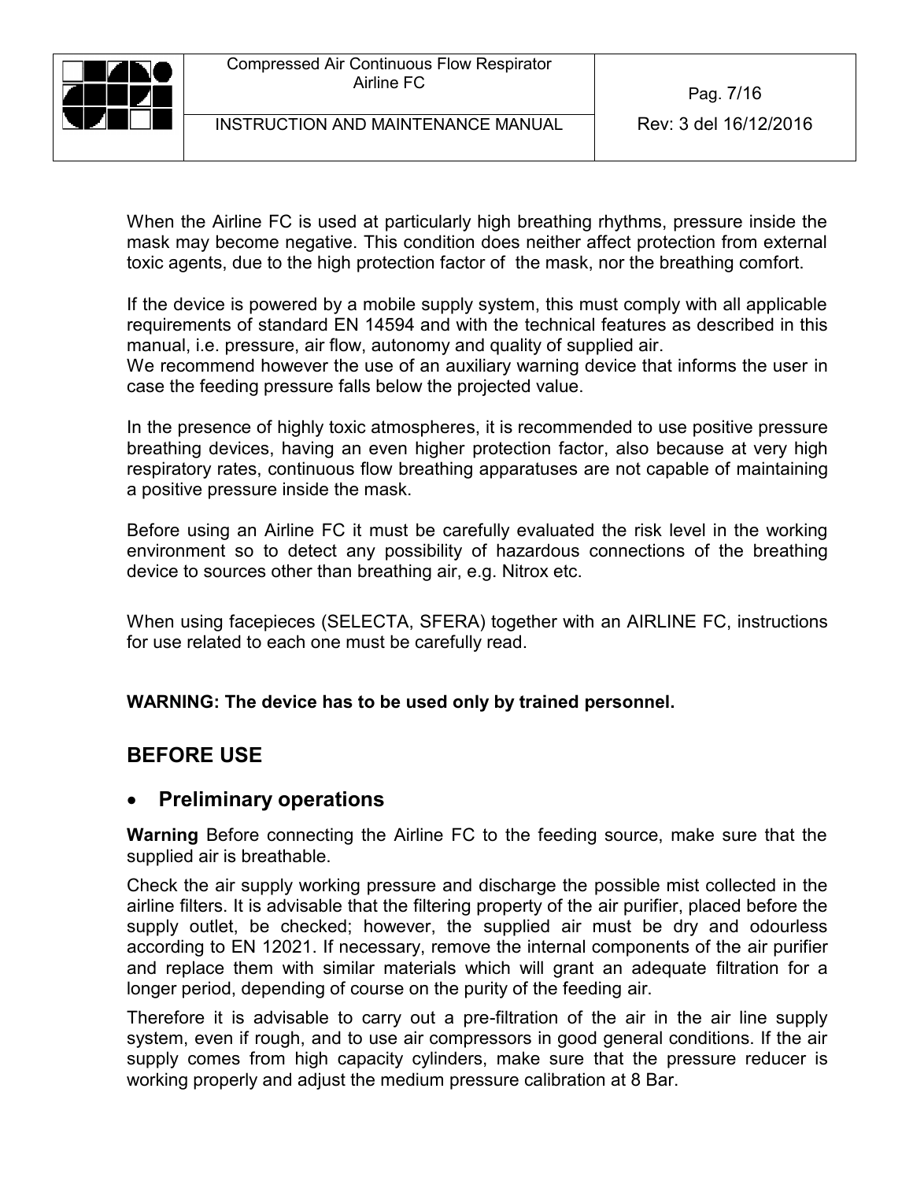When the Airline FC is used at particularly high breathing rhythms, pressure inside the mask may become negative. This condition does neither affect protection from external toxic agents, due to the high protection factor of the mask, nor the breathing comfort.

If the device is powered by a mobile supply system, this must comply with all applicable requirements of standard EN 14594 and with the technical features as described in this manual, i.e. pressure, air flow, autonomy and quality of supplied air.
We recommend however the use of an auxiliary warning device that informs the user in case the feeding pressure falls below the projected value.

In the presence of highly toxic atmospheres, it is recommended to use positive pressure breathing devices, having an even higher protection factor, also because at very high respiratory rates, continuous flow breathing apparatuses are not capable of maintaining a positive pressure inside the mask.

Before using an Airline FC it must be carefully evaluated the risk level in the working environment so to detect any possibility of hazardous connections of the breathing device to sources other than breathing air, e.g. Nitrox etc.

When using facepieces (SELECTA, SFERA) together with an AIRLINE FC, instructions for use related to each one must be carefully read.

**WARNING: The device has to be used only by trained personnel.**

## BEFORE USE

### • Preliminary operations

**Warning** Before connecting the Airline FC to the feeding source, make sure that the supplied air is breathable.

Check the air supply working pressure and discharge the possible mist collected in the airline filters. It is advisable that the filtering property of the air purifier, placed before the supply outlet, be checked; however, the supplied air must be dry and odourless according to EN 12021. If necessary, remove the internal components of the air purifier and replace them with similar materials which will grant an adequate filtration for a longer period, depending of course on the purity of the feeding air.

Therefore it is advisable to carry out a pre-filtration of the air in the air line supply system, even if rough, and to use air compressors in good general conditions. If the air supply comes from high capacity cylinders, make sure that the pressure reducer is working properly and adjust the medium pressure calibration at 8 Bar.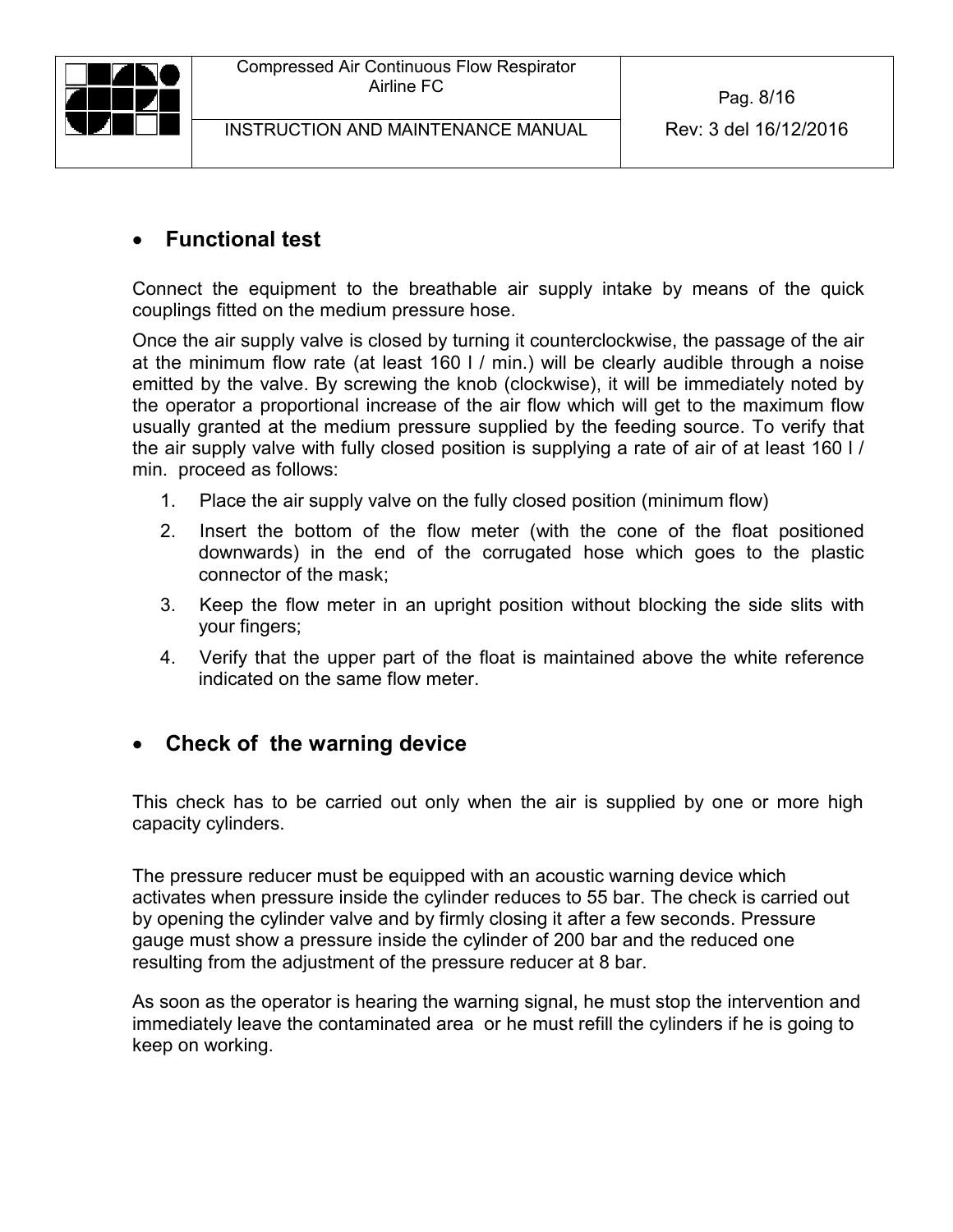- **Functional test**

Connect the equipment to the breathable air supply intake by means of the quick couplings fitted on the medium pressure hose.

Once the air supply valve is closed by turning it counterclockwise, the passage of the air at the minimum flow rate (at least 160 l / min.) will be clearly audible through a noise emitted by the valve. By screwing the knob (clockwise), it will be immediately noted by the operator a proportional increase of the air flow which will get to the maximum flow usually granted at the medium pressure supplied by the feeding source. To verify that the air supply valve with fully closed position is supplying a rate of air of at least 160 l / min. proceed as follows:

1. Place the air supply valve on the fully closed position (minimum flow)
2. Insert the bottom of the flow meter (with the cone of the float positioned downwards) in the end of the corrugated hose which goes to the plastic connector of the mask;
3. Keep the flow meter in an upright position without blocking the side slits with your fingers;
4. Verify that the upper part of the float is maintained above the white reference indicated on the same flow meter.

- **Check of the warning device**

This check has to be carried out only when the air is supplied by one or more high capacity cylinders.

The pressure reducer must be equipped with an acoustic warning device which activates when pressure inside the cylinder reduces to 55 bar. The check is carried out by opening the cylinder valve and by firmly closing it after a few seconds. Pressure gauge must show a pressure inside the cylinder of 200 bar and the reduced one resulting from the adjustment of the pressure reducer at 8 bar.

As soon as the operator is hearing the warning signal, he must stop the intervention and immediately leave the contaminated area or he must refill the cylinders if he is going to keep on working.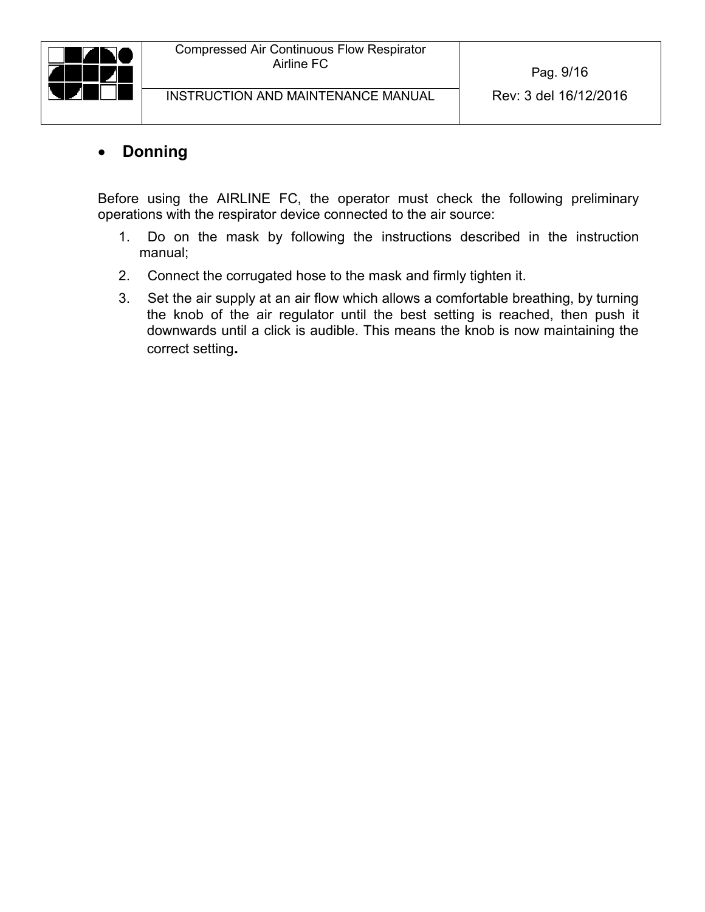- **Donning**

Before using the AIRLINE FC, the operator must check the following preliminary operations with the respirator device connected to the air source:

1. Do on the mask by following the instructions described in the instruction manual;
2. Connect the corrugated hose to the mask and firmly tighten it.
3. Set the air supply at an air flow which allows a comfortable breathing, by turning the knob of the air regulator until the best setting is reached, then push it downwards until a click is audible. This means the knob is now maintaining the correct setting.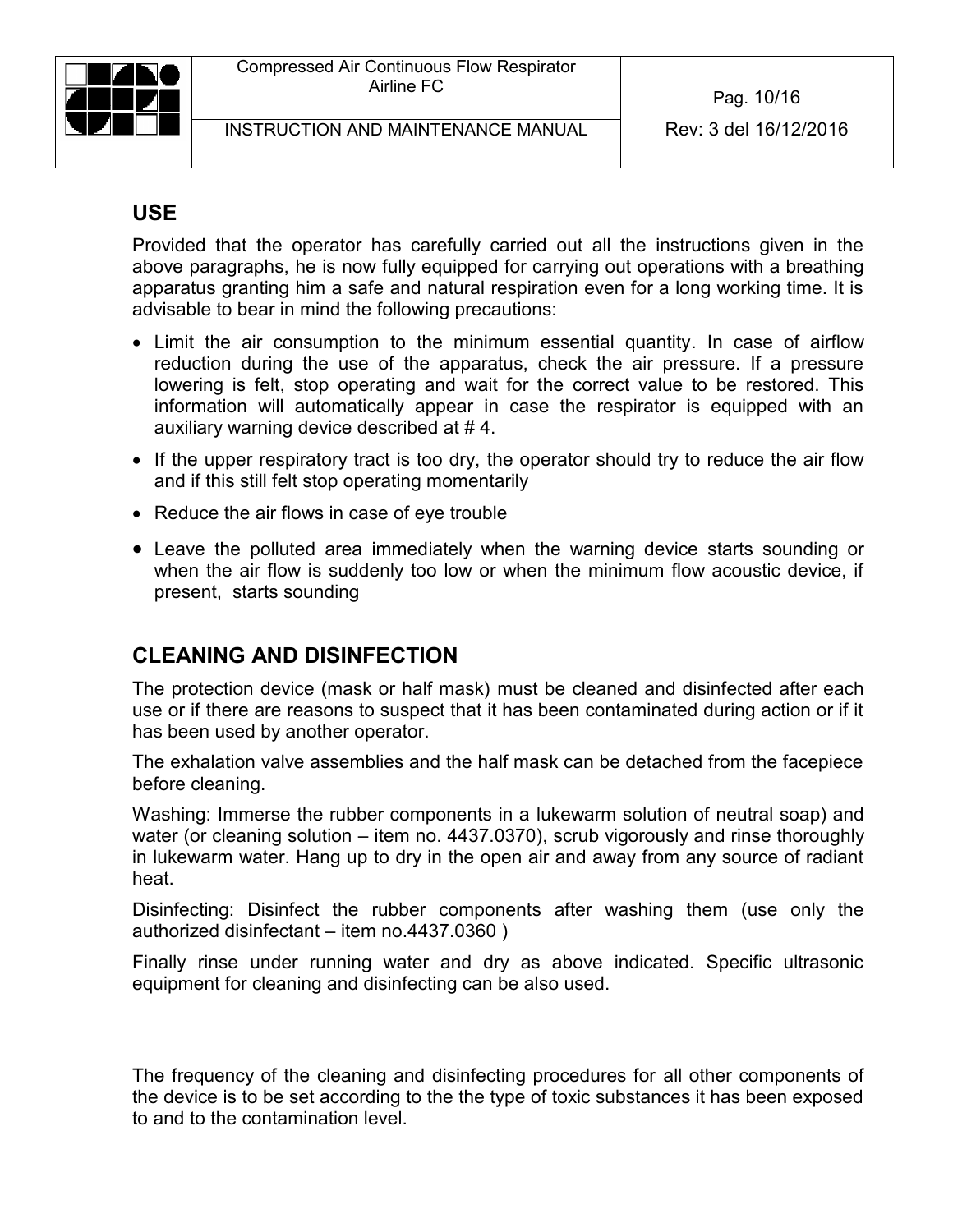## USE

Provided that the operator has carefully carried out all the instructions given in the above paragraphs, he is now fully equipped for carrying out operations with a breathing apparatus granting him a safe and natural respiration even for a long working time. It is advisable to bear in mind the following precautions:

- Limit the air consumption to the minimum essential quantity. In case of airflow reduction during the use of the apparatus, check the air pressure. If a pressure lowering is felt, stop operating and wait for the correct value to be restored. This information will automatically appear in case the respirator is equipped with an auxiliary warning device described at # 4.
- If the upper respiratory tract is too dry, the operator should try to reduce the air flow and if this still felt stop operating momentarily
- Reduce the air flows in case of eye trouble
- Leave the polluted area immediately when the warning device starts sounding or when the air flow is suddenly too low or when the minimum flow acoustic device, if present, starts sounding

## CLEANING AND DISINFECTION

The protection device (mask or half mask) must be cleaned and disinfected after each use or if there are reasons to suspect that it has been contaminated during action or if it has been used by another operator.

The exhalation valve assemblies and the half mask can be detached from the facepiece before cleaning.

Washing: Immerse the rubber components in a lukewarm solution of neutral soap) and water (or cleaning solution – item no. 4437.0370), scrub vigorously and rinse thoroughly in lukewarm water. Hang up to dry in the open air and away from any source of radiant heat.

Disinfecting: Disinfect the rubber components after washing them (use only the authorized disinfectant – item no.4437.0360 )

Finally rinse under running water and dry as above indicated. Specific ultrasonic equipment for cleaning and disinfecting can be also used.

The frequency of the cleaning and disinfecting procedures for all other components of the device is to be set according to the the type of toxic substances it has been exposed to and to the contamination level.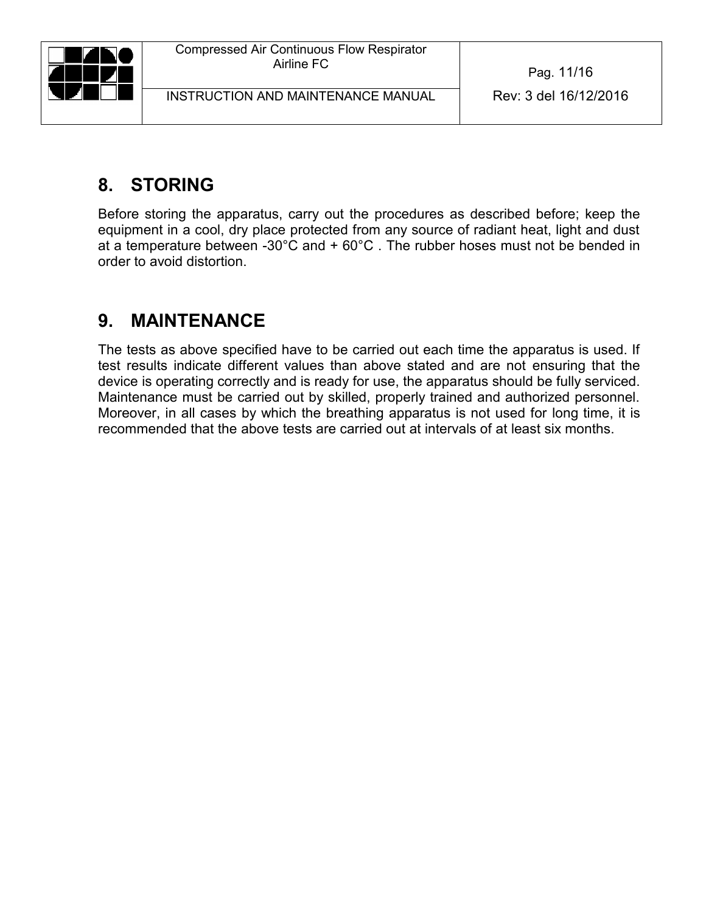## 8. STORING

Before storing the apparatus, carry out the procedures as described before; keep the equipment in a cool, dry place protected from any source of radiant heat, light and dust at a temperature between -30°C and + 60°C . The rubber hoses must not be bended in order to avoid distortion.

## 9. MAINTENANCE

The tests as above specified have to be carried out each time the apparatus is used. If test results indicate different values than above stated and are not ensuring that the device is operating correctly and is ready for use, the apparatus should be fully serviced. Maintenance must be carried out by skilled, properly trained and authorized personnel. Moreover, in all cases by which the breathing apparatus is not used for long time, it is recommended that the above tests are carried out at intervals of at least six months.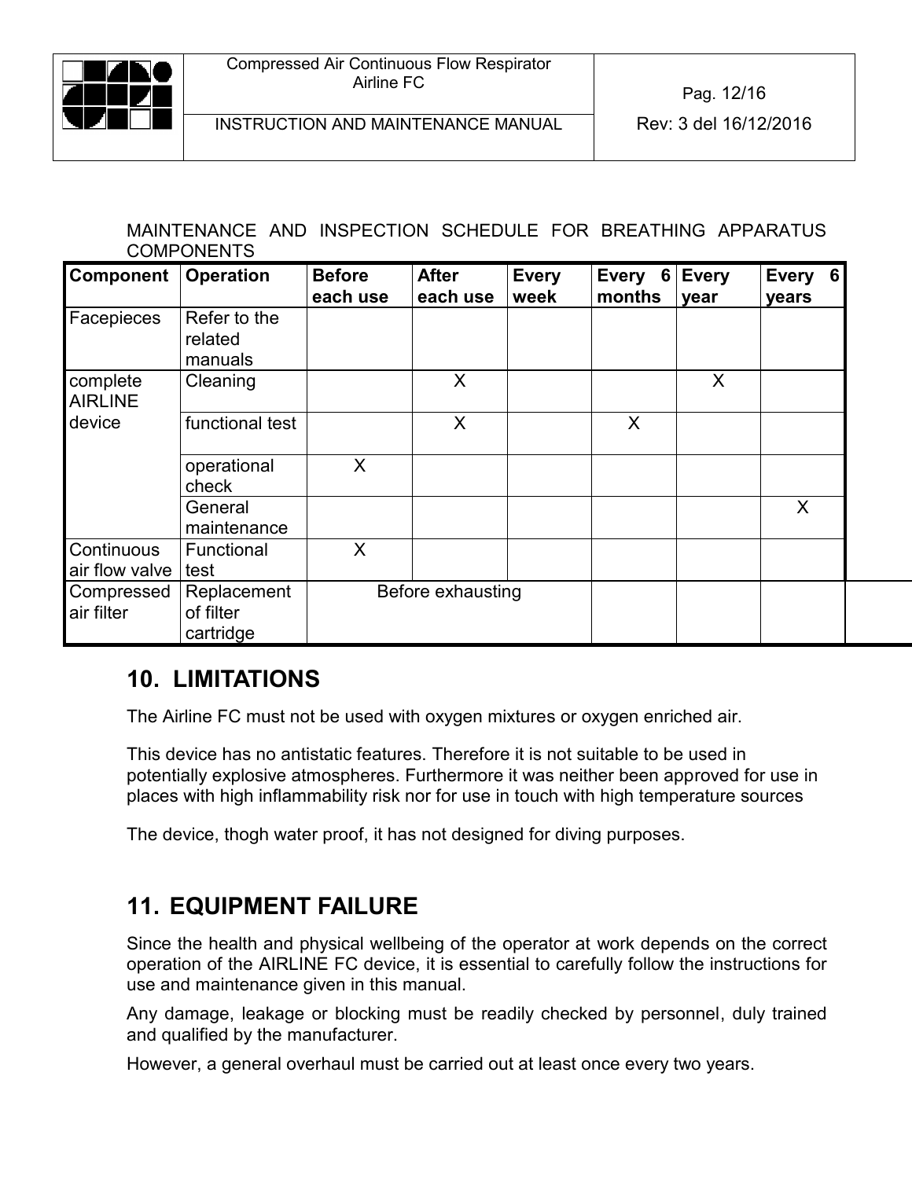MAINTENANCE AND INSPECTION SCHEDULE FOR BREATHING APPARATUS COMPONENTS

| Component | Operation | Before each use | After each use | Every week | Every 6 months | Every year | Every 6 years |
|---|---|---|---|---|---|---|---|
| Facepieces | Refer to the related manuals | | | | | | |
| complete AIRLINE device | Cleaning | | X | | | X | |
| | functional test | | X | | X | | |
| | operational check | X | | | | | |
| | General maintenance | | | | | | X |
| Continuous air flow valve | Functional test | X | | | | | |
| Compressed air filter | Replacement of filter cartridge | Before exhausting | | | | | |

## 10. LIMITATIONS

The Airline FC must not be used with oxygen mixtures or oxygen enriched air.

This device has no antistatic features. Therefore it is not suitable to be used in potentially explosive atmospheres. Furthermore it was neither been approved for use in places with high inflammability risk nor for use in touch with high temperature sources

The device, thogh water proof, it has not designed for diving purposes.

## 11. EQUIPMENT FAILURE

Since the health and physical wellbeing of the operator at work depends on the correct operation of the AIRLINE FC device, it is essential to carefully follow the instructions for use and maintenance given in this manual.

Any damage, leakage or blocking must be readily checked by personnel, duly trained and qualified by the manufacturer.

However, a general overhaul must be carried out at least once every two years.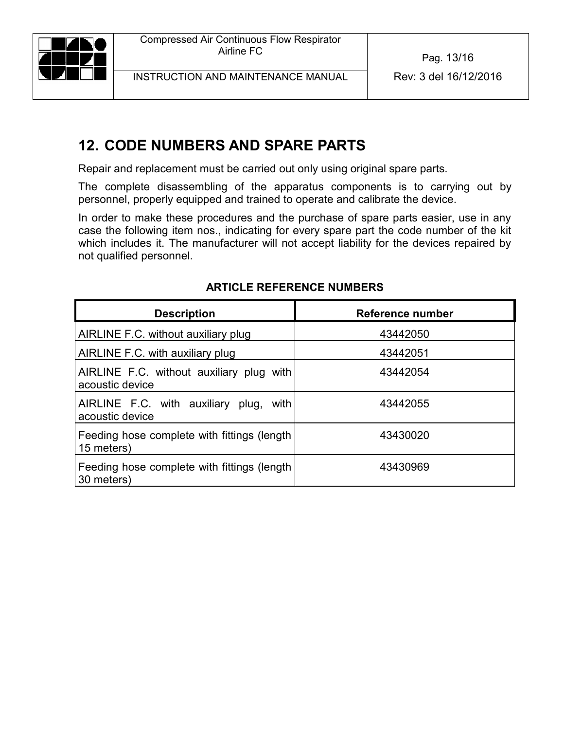## 12. CODE NUMBERS AND SPARE PARTS

Repair and replacement must be carried out only using original spare parts.

The complete disassembling of the apparatus components is to carrying out by personnel, properly equipped and trained to operate and calibrate the device.

In order to make these procedures and the purchase of spare parts easier, use in any case the following item nos., indicating for every spare part the code number of the kit which includes it. The manufacturer will not accept liability for the devices repaired by not qualified personnel.

**ARTICLE REFERENCE NUMBERS**

| Description | Reference number |
|---|---|
| AIRLINE F.C. without auxiliary plug | 43442050 |
| AIRLINE F.C. with auxiliary plug | 43442051 |
| AIRLINE F.C. without auxiliary plug with acoustic device | 43442054 |
| AIRLINE F.C. with auxiliary plug, with acoustic device | 43442055 |
| Feeding hose complete with fittings (length 15 meters) | 43430020 |
| Feeding hose complete with fittings (length 30 meters) | 43430969 |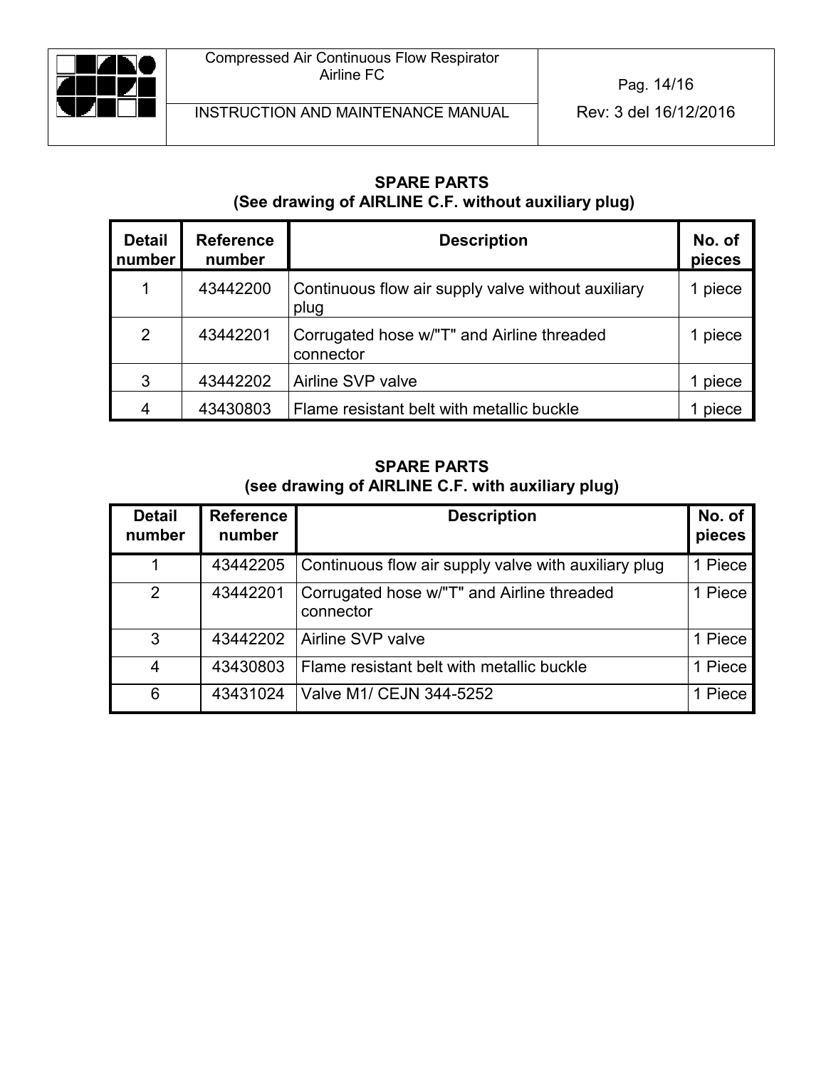## SPARE PARTS
## (See drawing of AIRLINE C.F. without auxiliary plug)

| Detail number | Reference number | Description | No. of pieces |
|---|---|---|---|
| 1 | 43442200 | Continuous flow air supply valve without auxiliary plug | 1 piece |
| 2 | 43442201 | Corrugated hose w/"T" and Airline threaded connector | 1 piece |
| 3 | 43442202 | Airline SVP valve | 1 piece |
| 4 | 43430803 | Flame resistant belt with metallic buckle | 1 piece |

## SPARE PARTS
## (see drawing of AIRLINE C.F. with auxiliary plug)

| Detail number | Reference number | Description | No. of pieces |
|---|---|---|---|
| 1 | 43442205 | Continuous flow air supply valve with auxiliary plug | 1 Piece |
| 2 | 43442201 | Corrugated hose w/"T" and Airline threaded connector | 1 Piece |
| 3 | 43442202 | Airline SVP valve | 1 Piece |
| 4 | 43430803 | Flame resistant belt with metallic buckle | 1 Piece |
| 6 | 43431024 | Valve M1/ CEJN 344-5252 | 1 Piece |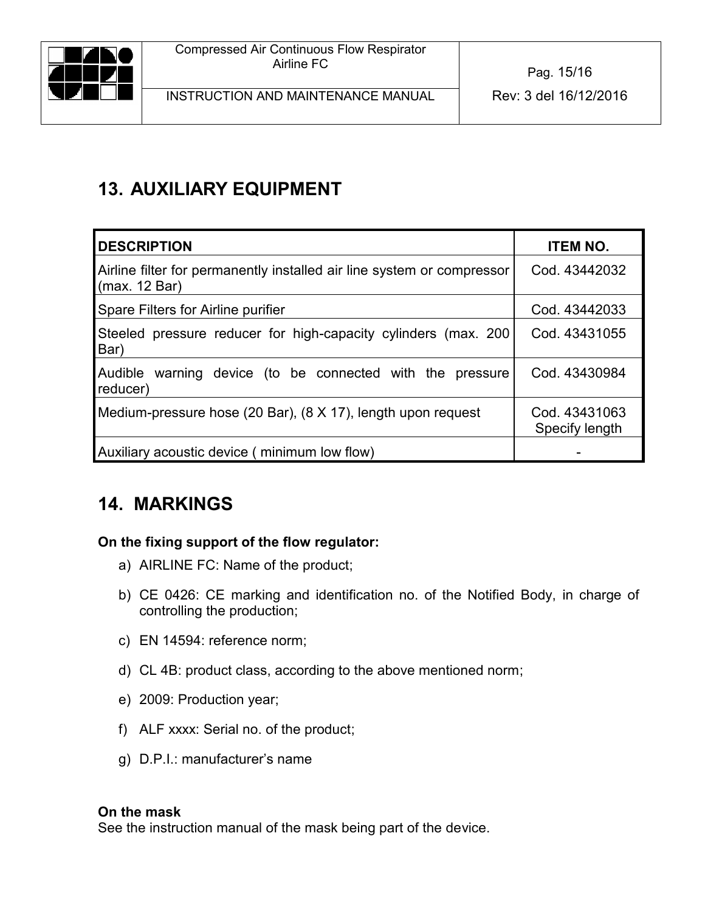## 13. AUXILIARY EQUIPMENT

| DESCRIPTION | ITEM NO. |
|---|---|
| Airline filter for permanently installed air line system or compressor (max. 12 Bar) | Cod. 43442032 |
| Spare Filters for Airline purifier | Cod. 43442033 |
| Steeled pressure reducer for high-capacity cylinders (max. 200 Bar) | Cod. 43431055 |
| Audible warning device (to be connected with the pressure reducer) | Cod. 43430984 |
| Medium-pressure hose (20 Bar), (8 X 17), length upon request | Cod. 43431063 Specify length |
| Auxiliary acoustic device ( minimum low flow) | - |

## 14. MARKINGS

**On the fixing support of the flow regulator:**

a) AIRLINE FC: Name of the product;

b) CE 0426: CE marking and identification no. of the Notified Body, in charge of controlling the production;

c) EN 14594: reference norm;

d) CL 4B: product class, according to the above mentioned norm;

e) 2009: Production year;

f) ALF xxxx: Serial no. of the product;

g) D.P.I.: manufacturer's name

**On the mask**

See the instruction manual of the mask being part of the device.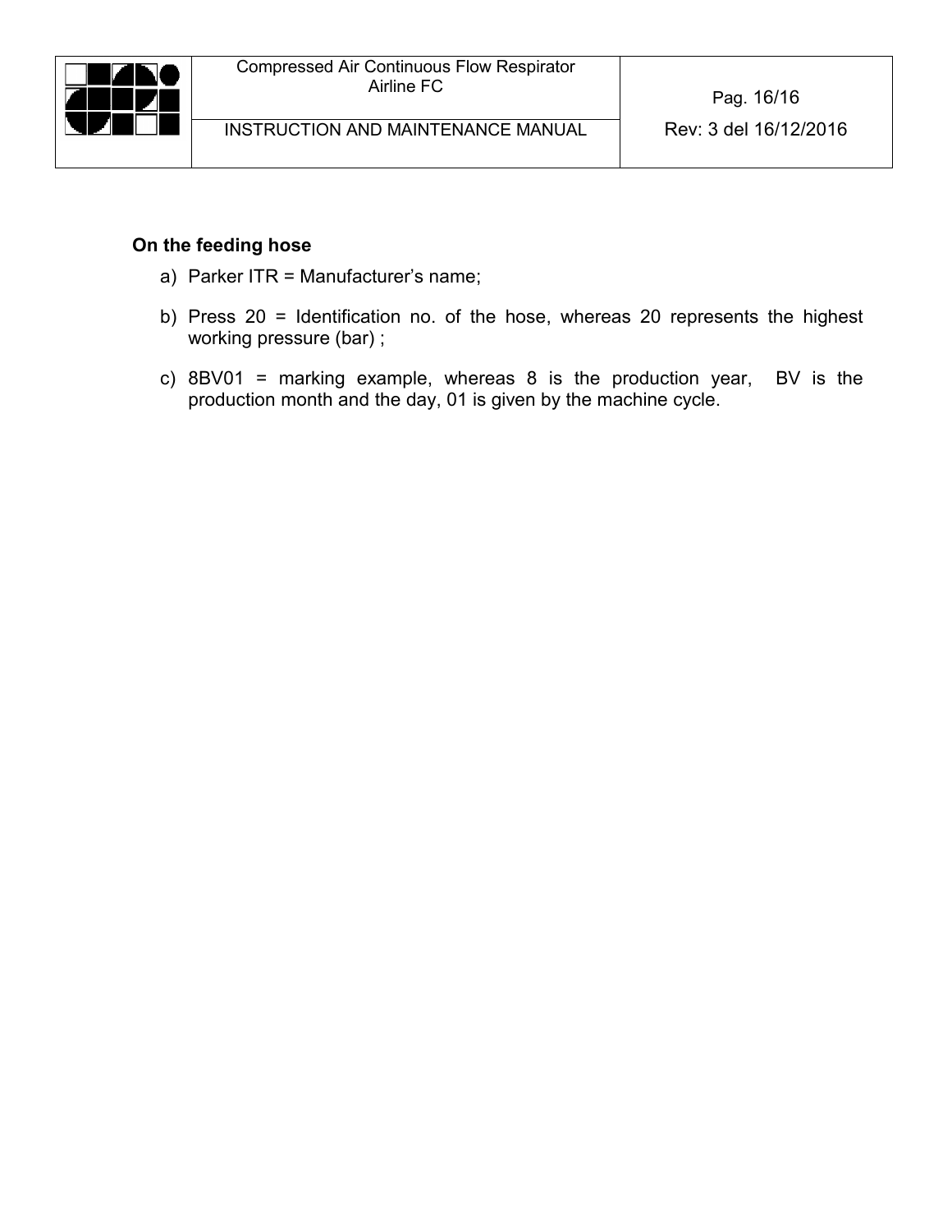**On the feeding hose**

a) Parker ITR = Manufacturer's name;

b) Press 20 = Identification no. of the hose, whereas 20 represents the highest working pressure (bar) ;

c) 8BV01 = marking example, whereas 8 is the production year, BV is the production month and the day, 01 is given by the machine cycle.